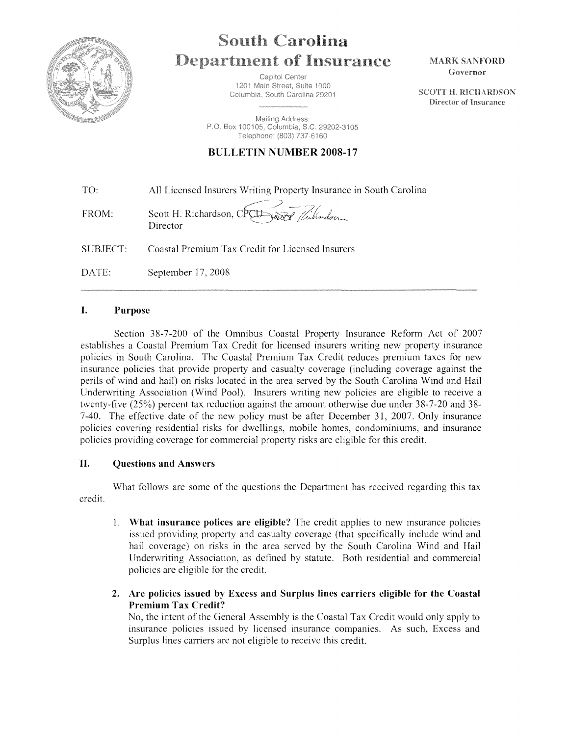# South Carolina Department of Insurance

Capitol Center
1201 Main Street, Suite 1000
Columbia, South Carolina 29201

Mailing Address:
P.O. Box 100105, Columbia, S.C. 29202-3105
Telephone: (803) 737-6160

**MARK SANFORD**
Governor

**SCOTT H. RICHARDSON**
Director of Insurance

## BULLETIN NUMBER 2008-17

| | |
|---|---|
| TO: | All Licensed Insurers Writing Property Insurance in South Carolina |
| FROM: | Scott H. Richardson, CPCU<br>Director |
| SUBJECT: | Coastal Premium Tax Credit for Licensed Insurers |
| DATE: | September 17, 2008 |

---

### I. Purpose

Section 38-7-200 of the Omnibus Coastal Property Insurance Reform Act of 2007 establishes a Coastal Premium Tax Credit for licensed insurers writing new property insurance policies in South Carolina. The Coastal Premium Tax Credit reduces premium taxes for new insurance policies that provide property and casualty coverage (including coverage against the perils of wind and hail) on risks located in the area served by the South Carolina Wind and Hail Underwriting Association (Wind Pool). Insurers writing new policies are eligible to receive a twenty-five (25%) percent tax reduction against the amount otherwise due under 38-7-20 and 38-7-40. The effective date of the new policy must be after December 31, 2007. Only insurance policies covering residential risks for dwellings, mobile homes, condominiums, and insurance policies providing coverage for commercial property risks are eligible for this credit.

### II. Questions and Answers

What follows are some of the questions the Department has received regarding this tax credit.

1. **What insurance polices are eligible?** The credit applies to new insurance policies issued providing property and casualty coverage (that specifically include wind and hail coverage) on risks in the area served by the South Carolina Wind and Hail Underwriting Association, as defined by statute. Both residential and commercial policies are eligible for the credit.

2. **Are policies issued by Excess and Surplus lines carriers eligible for the Coastal Premium Tax Credit?**
   No, the intent of the General Assembly is the Coastal Tax Credit would only apply to insurance policies issued by licensed insurance companies. As such, Excess and Surplus lines carriers are not eligible to receive this credit.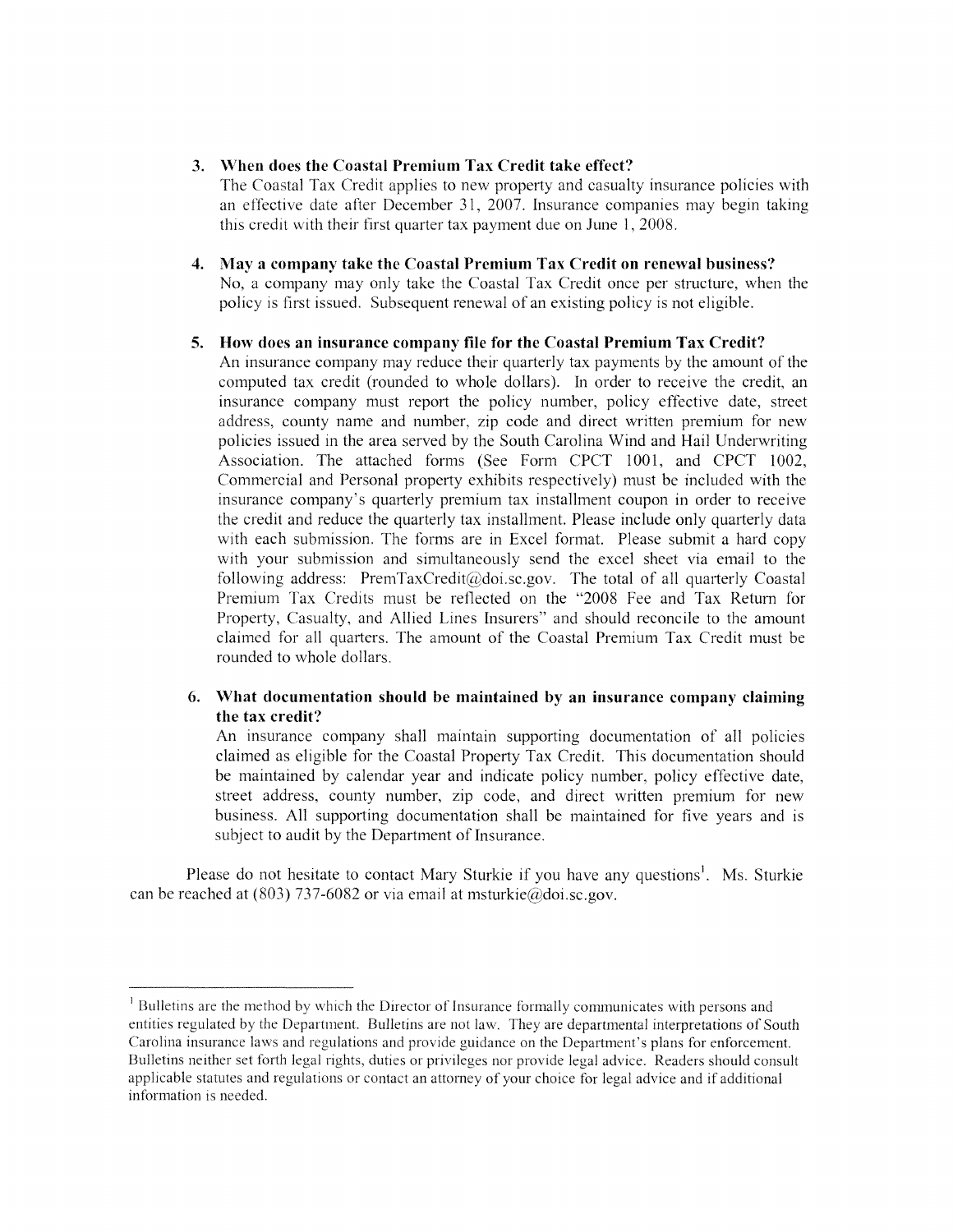3. **When does the Coastal Premium Tax Credit take effect?**
   The Coastal Tax Credit applies to new property and casualty insurance policies with an effective date after December 31, 2007. Insurance companies may begin taking this credit with their first quarter tax payment due on June 1, 2008.

4. **May a company take the Coastal Premium Tax Credit on renewal business?**
   No, a company may only take the Coastal Tax Credit once per structure, when the policy is first issued. Subsequent renewal of an existing policy is not eligible.

5. **How does an insurance company file for the Coastal Premium Tax Credit?**
   An insurance company may reduce their quarterly tax payments by the amount of the computed tax credit (rounded to whole dollars). In order to receive the credit, an insurance company must report the policy number, policy effective date, street address, county name and number, zip code and direct written premium for new policies issued in the area served by the South Carolina Wind and Hail Underwriting Association. The attached forms (See Form CPCT 1001, and CPCT 1002, Commercial and Personal property exhibits respectively) must be included with the insurance company's quarterly premium tax installment coupon in order to receive the credit and reduce the quarterly tax installment. Please include only quarterly data with each submission. The forms are in Excel format. Please submit a hard copy with your submission and simultaneously send the excel sheet via email to the following address: PremTaxCredit@doi.sc.gov. The total of all quarterly Coastal Premium Tax Credits must be reflected on the "2008 Fee and Tax Return for Property, Casualty, and Allied Lines Insurers" and should reconcile to the amount claimed for all quarters. The amount of the Coastal Premium Tax Credit must be rounded to whole dollars.

6. **What documentation should be maintained by an insurance company claiming the tax credit?**
   An insurance company shall maintain supporting documentation of all policies claimed as eligible for the Coastal Property Tax Credit. This documentation should be maintained by calendar year and indicate policy number, policy effective date, street address, county number, zip code, and direct written premium for new business. All supporting documentation shall be maintained for five years and is subject to audit by the Department of Insurance.

Please do not hesitate to contact Mary Sturkie if you have any questions[1]. Ms. Sturkie can be reached at (803) 737-6082 or via email at msturkie@doi.sc.gov.

---

[1] Bulletins are the method by which the Director of Insurance formally communicates with persons and entities regulated by the Department. Bulletins are not law. They are departmental interpretations of South Carolina insurance laws and regulations and provide guidance on the Department's plans for enforcement. Bulletins neither set forth legal rights, duties or privileges nor provide legal advice. Readers should consult applicable statutes and regulations or contact an attorney of your choice for legal advice and if additional information is needed.